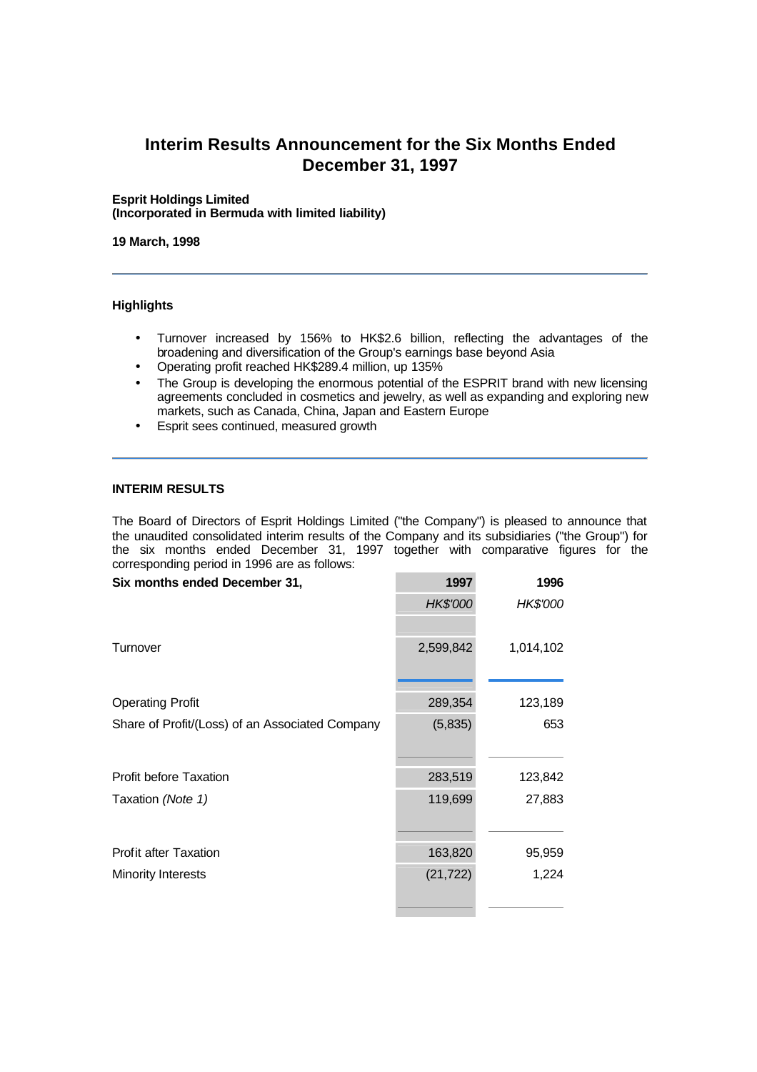# Interim Results Announcement for the Six Months Ended December 31, 1997

**Esprit Holdings Limited**
**(Incorporated in Bermuda with limited liability)**

**19 March, 1998**

---

**Highlights**

- Turnover increased by 156% to HK$2.6 billion, reflecting the advantages of the broadening and diversification of the Group's earnings base beyond Asia
- Operating profit reached HK$289.4 million, up 135%
- The Group is developing the enormous potential of the ESPRIT brand with new licensing agreements concluded in cosmetics and jewelry, as well as expanding and exploring new markets, such as Canada, China, Japan and Eastern Europe
- Esprit sees continued, measured growth

---

**INTERIM RESULTS**

The Board of Directors of Esprit Holdings Limited ("the Company") is pleased to announce that the unaudited consolidated interim results of the Company and its subsidiaries ("the Group") for the six months ended December 31, 1997 together with comparative figures for the corresponding period in 1996 are as follows:

| Six months ended December 31, | 1997 | 1996 |
|---|---|---|
| | *HK$'000* | *HK$'000* |
| Turnover | 2,599,842 | 1,014,102 |
| Operating Profit | 289,354 | 123,189 |
| Share of Profit/(Loss) of an Associated Company | (5,835) | 653 |
| Profit before Taxation | 283,519 | 123,842 |
| Taxation *(Note 1)* | 119,699 | 27,883 |
| Profit after Taxation | 163,820 | 95,959 |
| Minority Interests | (21,722) | 1,224 |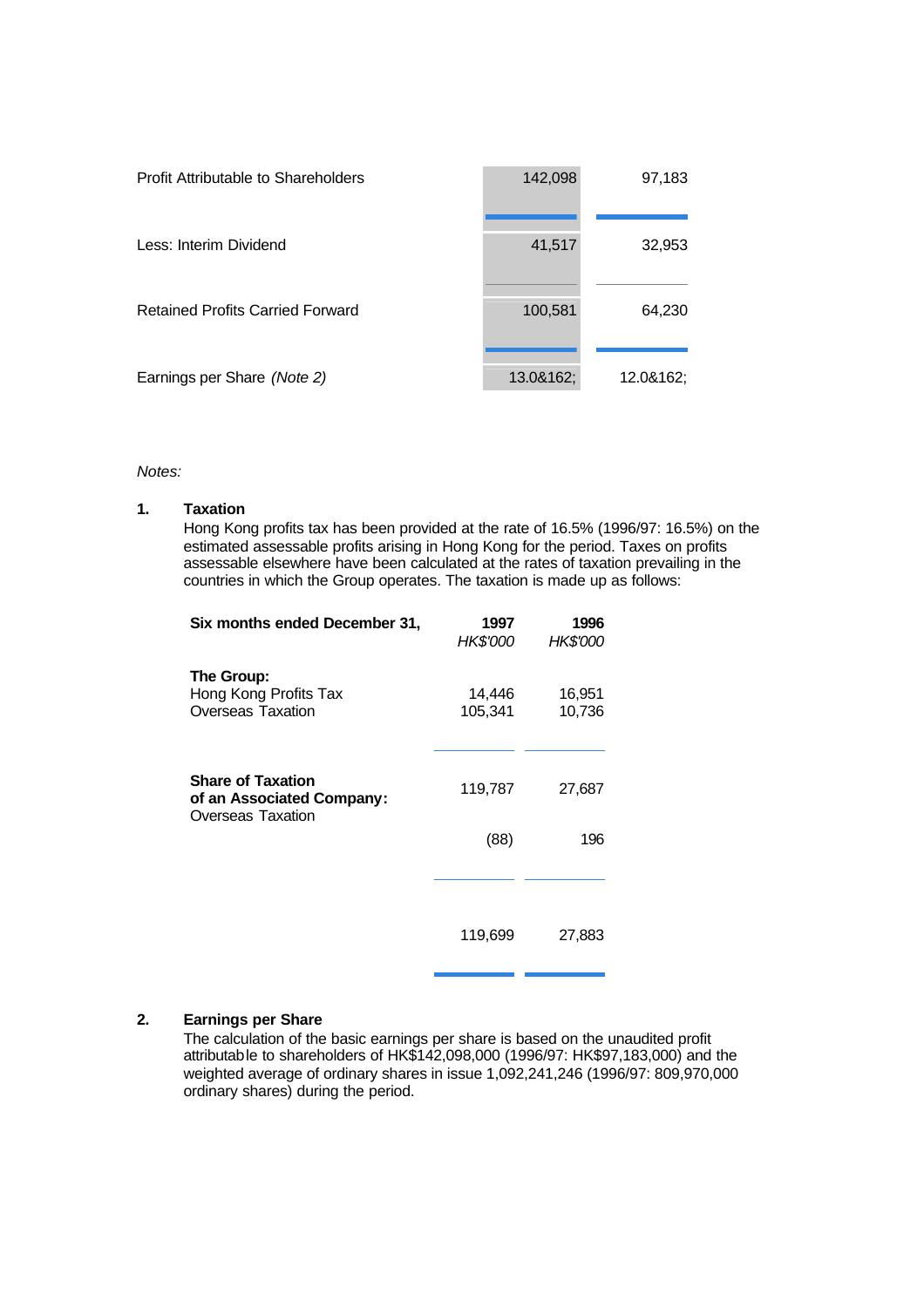| | | |
|---|---|---|
| Profit Attributable to Shareholders | 142,098 | 97,183 |
| Less: Interim Dividend | 41,517 | 32,953 |
| Retained Profits Carried Forward | 100,581 | 64,230 |
| Earnings per Share *(Note 2)* | 13.0&162; | 12.0&162; |

*Notes:*

**1. Taxation**

Hong Kong profits tax has been provided at the rate of 16.5% (1996/97: 16.5%) on the estimated assessable profits arising in Hong Kong for the period. Taxes on profits assessable elsewhere have been calculated at the rates of taxation prevailing in the countries in which the Group operates. The taxation is made up as follows:

| **Six months ended December 31,** | **1997** *HK$'000* | **1996** *HK$'000* |
|---|---|---|
| **The Group:** | | |
| Hong Kong Profits Tax | 14,446 | 16,951 |
| Overseas Taxation | 105,341 | 10,736 |
| | 119,787 | 27,687 |
| **Share of Taxation of an Associated Company:** | | |
| Overseas Taxation | (88) | 196 |
| | 119,699 | 27,883 |

**2. Earnings per Share**

The calculation of the basic earnings per share is based on the unaudited profit attributable to shareholders of HK$142,098,000 (1996/97: HK$97,183,000) and the weighted average of ordinary shares in issue 1,092,241,246 (1996/97: 809,970,000 ordinary shares) during the period.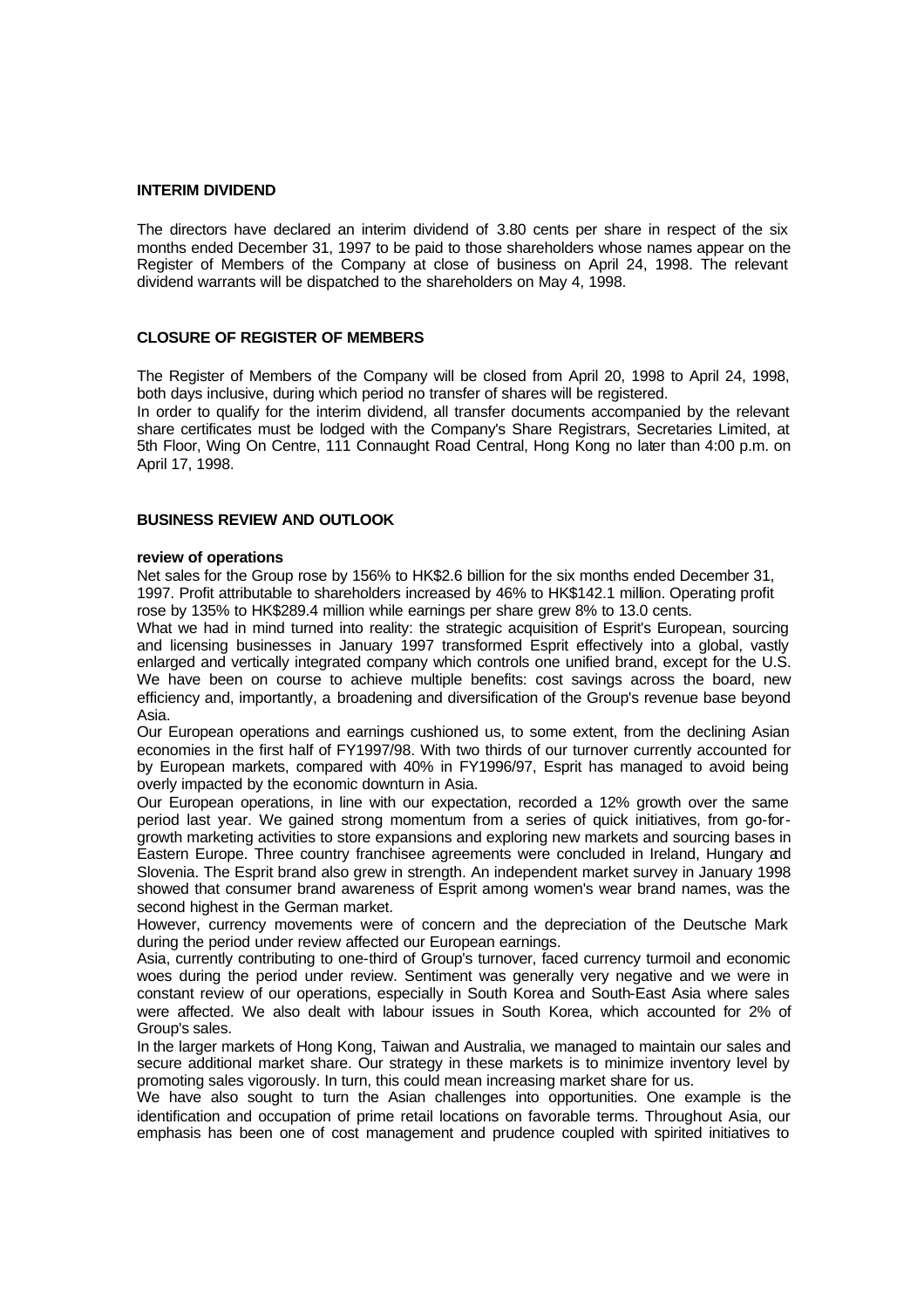**INTERIM DIVIDEND**

The directors have declared an interim dividend of 3.80 cents per share in respect of the six months ended December 31, 1997 to be paid to those shareholders whose names appear on the Register of Members of the Company at close of business on April 24, 1998. The relevant dividend warrants will be dispatched to the shareholders on May 4, 1998.

**CLOSURE OF REGISTER OF MEMBERS**

The Register of Members of the Company will be closed from April 20, 1998 to April 24, 1998, both days inclusive, during which period no transfer of shares will be registered.

In order to qualify for the interim dividend, all transfer documents accompanied by the relevant share certificates must be lodged with the Company's Share Registrars, Secretaries Limited, at 5th Floor, Wing On Centre, 111 Connaught Road Central, Hong Kong no later than 4:00 p.m. on April 17, 1998.

**BUSINESS REVIEW AND OUTLOOK**

**review of operations**

Net sales for the Group rose by 156% to HK$2.6 billion for the six months ended December 31, 1997. Profit attributable to shareholders increased by 46% to HK$142.1 million. Operating profit rose by 135% to HK$289.4 million while earnings per share grew 8% to 13.0 cents.

What we had in mind turned into reality: the strategic acquisition of Esprit's European, sourcing and licensing businesses in January 1997 transformed Esprit effectively into a global, vastly enlarged and vertically integrated company which controls one unified brand, except for the U.S. We have been on course to achieve multiple benefits: cost savings across the board, new efficiency and, importantly, a broadening and diversification of the Group's revenue base beyond Asia.

Our European operations and earnings cushioned us, to some extent, from the declining Asian economies in the first half of FY1997/98. With two thirds of our turnover currently accounted for by European markets, compared with 40% in FY1996/97, Esprit has managed to avoid being overly impacted by the economic downturn in Asia.

Our European operations, in line with our expectation, recorded a 12% growth over the same period last year. We gained strong momentum from a series of quick initiatives, from go-for-growth marketing activities to store expansions and exploring new markets and sourcing bases in Eastern Europe. Three country franchisee agreements were concluded in Ireland, Hungary and Slovenia. The Esprit brand also grew in strength. An independent market survey in January 1998 showed that consumer brand awareness of Esprit among women's wear brand names, was the second highest in the German market.

However, currency movements were of concern and the depreciation of the Deutsche Mark during the period under review affected our European earnings.

Asia, currently contributing to one-third of Group's turnover, faced currency turmoil and economic woes during the period under review. Sentiment was generally very negative and we were in constant review of our operations, especially in South Korea and South-East Asia where sales were affected. We also dealt with labour issues in South Korea, which accounted for 2% of Group's sales.

In the larger markets of Hong Kong, Taiwan and Australia, we managed to maintain our sales and secure additional market share. Our strategy in these markets is to minimize inventory level by promoting sales vigorously. In turn, this could mean increasing market share for us.

We have also sought to turn the Asian challenges into opportunities. One example is the identification and occupation of prime retail locations on favorable terms. Throughout Asia, our emphasis has been one of cost management and prudence coupled with spirited initiatives to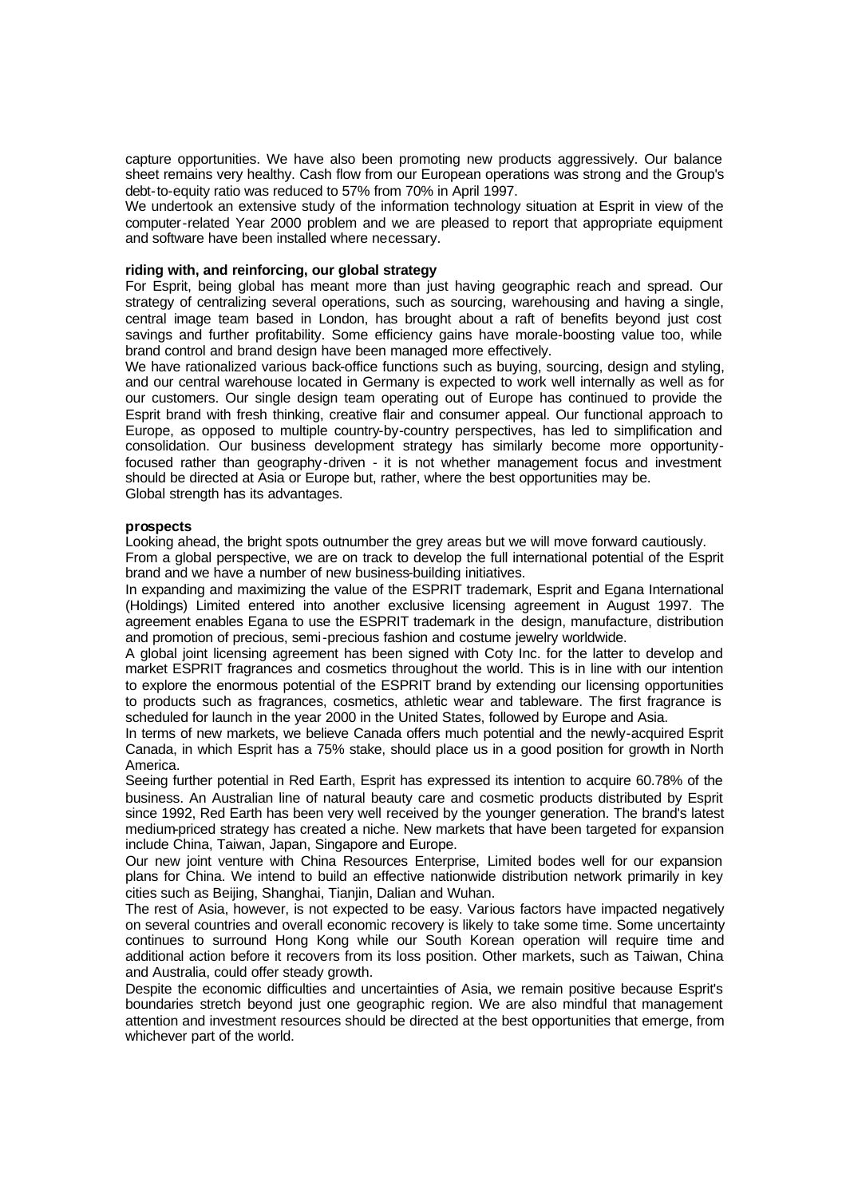capture opportunities. We have also been promoting new products aggressively. Our balance sheet remains very healthy. Cash flow from our European operations was strong and the Group's debt-to-equity ratio was reduced to 57% from 70% in April 1997.

We undertook an extensive study of the information technology situation at Esprit in view of the computer-related Year 2000 problem and we are pleased to report that appropriate equipment and software have been installed where necessary.

**riding with, and reinforcing, our global strategy**

For Esprit, being global has meant more than just having geographic reach and spread. Our strategy of centralizing several operations, such as sourcing, warehousing and having a single, central image team based in London, has brought about a raft of benefits beyond just cost savings and further profitability. Some efficiency gains have morale-boosting value too, while brand control and brand design have been managed more effectively.

We have rationalized various back-office functions such as buying, sourcing, design and styling, and our central warehouse located in Germany is expected to work well internally as well as for our customers. Our single design team operating out of Europe has continued to provide the Esprit brand with fresh thinking, creative flair and consumer appeal. Our functional approach to Europe, as opposed to multiple country-by-country perspectives, has led to simplification and consolidation. Our business development strategy has similarly become more opportunity-focused rather than geography-driven - it is not whether management focus and investment should be directed at Asia or Europe but, rather, where the best opportunities may be.

Global strength has its advantages.

**prospects**

Looking ahead, the bright spots outnumber the grey areas but we will move forward cautiously.

From a global perspective, we are on track to develop the full international potential of the Esprit brand and we have a number of new business-building initiatives.

In expanding and maximizing the value of the ESPRIT trademark, Esprit and Egana International (Holdings) Limited entered into another exclusive licensing agreement in August 1997. The agreement enables Egana to use the ESPRIT trademark in the design, manufacture, distribution and promotion of precious, semi-precious fashion and costume jewelry worldwide.

A global joint licensing agreement has been signed with Coty Inc. for the latter to develop and market ESPRIT fragrances and cosmetics throughout the world. This is in line with our intention to explore the enormous potential of the ESPRIT brand by extending our licensing opportunities to products such as fragrances, cosmetics, athletic wear and tableware. The first fragrance is scheduled for launch in the year 2000 in the United States, followed by Europe and Asia.

In terms of new markets, we believe Canada offers much potential and the newly-acquired Esprit Canada, in which Esprit has a 75% stake, should place us in a good position for growth in North America.

Seeing further potential in Red Earth, Esprit has expressed its intention to acquire 60.78% of the business. An Australian line of natural beauty care and cosmetic products distributed by Esprit since 1992, Red Earth has been very well received by the younger generation. The brand's latest medium-priced strategy has created a niche. New markets that have been targeted for expansion include China, Taiwan, Japan, Singapore and Europe.

Our new joint venture with China Resources Enterprise, Limited bodes well for our expansion plans for China. We intend to build an effective nationwide distribution network primarily in key cities such as Beijing, Shanghai, Tianjin, Dalian and Wuhan.

The rest of Asia, however, is not expected to be easy. Various factors have impacted negatively on several countries and overall economic recovery is likely to take some time. Some uncertainty continues to surround Hong Kong while our South Korean operation will require time and additional action before it recovers from its loss position. Other markets, such as Taiwan, China and Australia, could offer steady growth.

Despite the economic difficulties and uncertainties of Asia, we remain positive because Esprit's boundaries stretch beyond just one geographic region. We are also mindful that management attention and investment resources should be directed at the best opportunities that emerge, from whichever part of the world.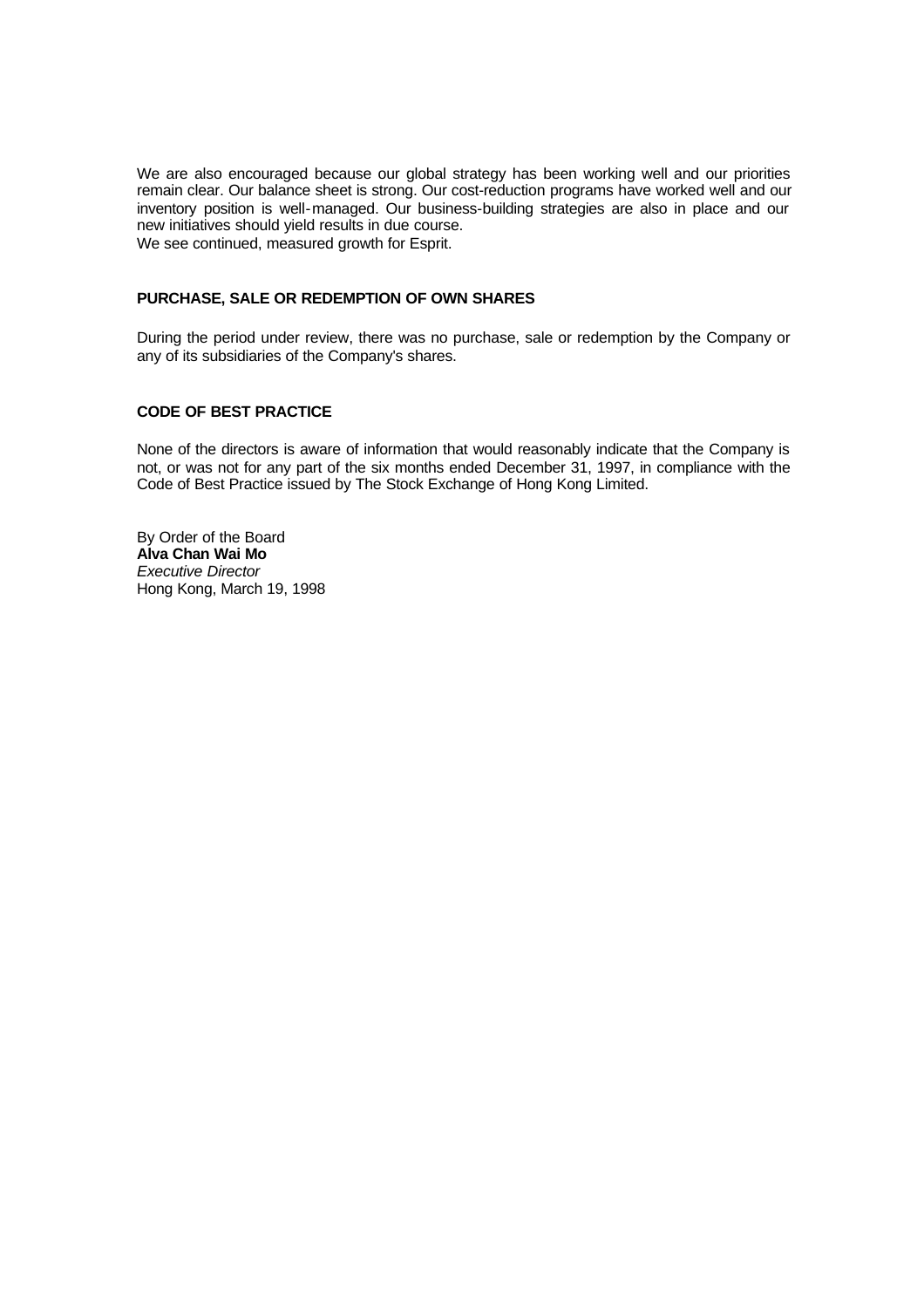We are also encouraged because our global strategy has been working well and our priorities remain clear. Our balance sheet is strong. Our cost-reduction programs have worked well and our inventory position is well-managed. Our business-building strategies are also in place and our new initiatives should yield results in due course.
We see continued, measured growth for Esprit.

## PURCHASE, SALE OR REDEMPTION OF OWN SHARES

During the period under review, there was no purchase, sale or redemption by the Company or any of its subsidiaries of the Company's shares.

## CODE OF BEST PRACTICE

None of the directors is aware of information that would reasonably indicate that the Company is not, or was not for any part of the six months ended December 31, 1997, in compliance with the Code of Best Practice issued by The Stock Exchange of Hong Kong Limited.

By Order of the Board
**Alva Chan Wai Mo**
*Executive Director*
Hong Kong, March 19, 1998